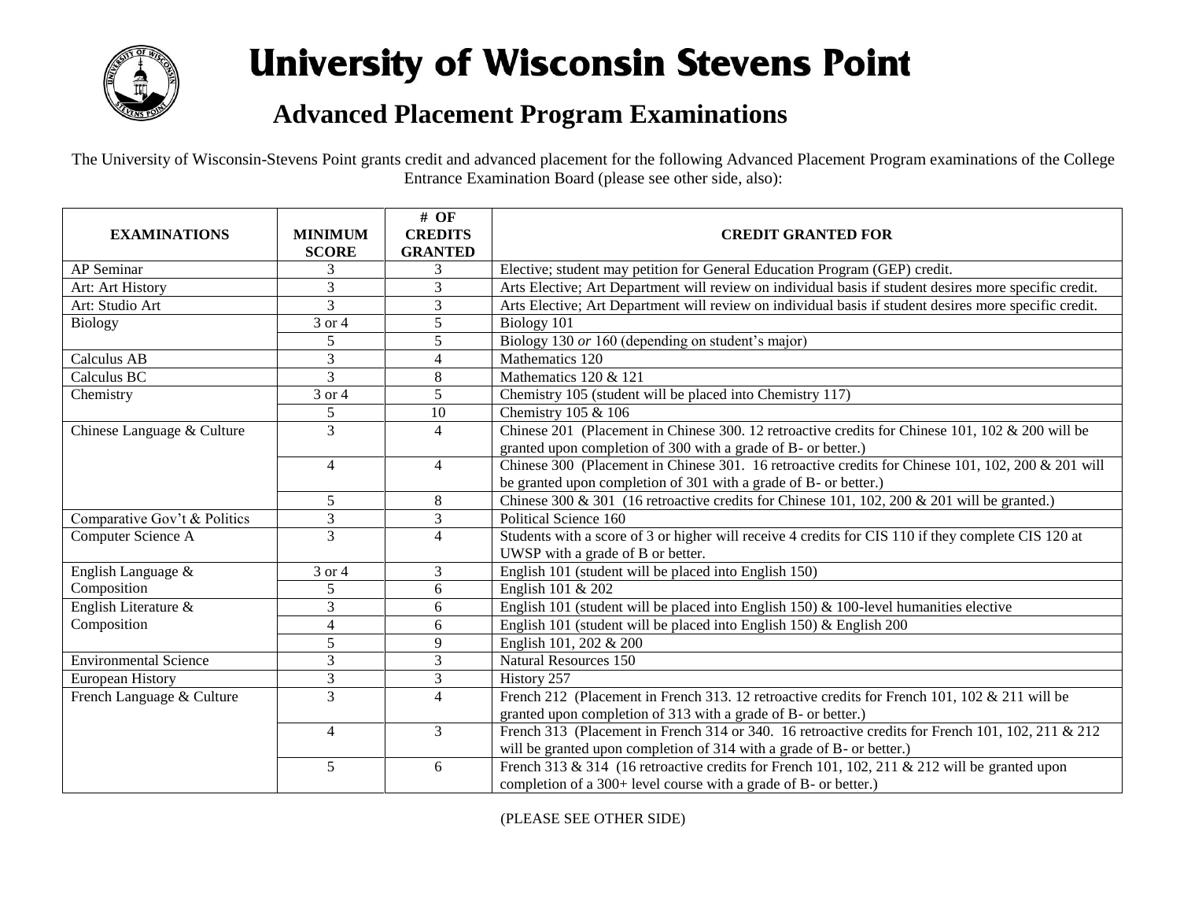# University of Wisconsin Stevens Point

## Advanced Placement Program Examinations

The University of Wisconsin-Stevens Point grants credit and advanced placement for the following Advanced Placement Program examinations of the College Entrance Examination Board (please see other side, also):

| EXAMINATIONS | MINIMUM SCORE | # OF CREDITS GRANTED | CREDIT GRANTED FOR |
|---|---|---|---|
| AP Seminar | 3 | 3 | Elective; student may petition for General Education Program (GEP) credit. |
| Art: Art History | 3 | 3 | Arts Elective; Art Department will review on individual basis if student desires more specific credit. |
| Art: Studio Art | 3 | 3 | Arts Elective; Art Department will review on individual basis if student desires more specific credit. |
| Biology | 3 or 4 | 5 | Biology 101 |
| | 5 | 5 | Biology 130 *or* 160 (depending on student's major) |
| Calculus AB | 3 | 4 | Mathematics 120 |
| Calculus BC | 3 | 8 | Mathematics 120 & 121 |
| Chemistry | 3 or 4 | 5 | Chemistry 105 (student will be placed into Chemistry 117) |
| | 5 | 10 | Chemistry 105 & 106 |
| Chinese Language & Culture | 3 | 4 | Chinese 201 (Placement in Chinese 300. 12 retroactive credits for Chinese 101, 102 & 200 will be granted upon completion of 300 with a grade of B- or better.) |
| | 4 | 4 | Chinese 300 (Placement in Chinese 301. 16 retroactive credits for Chinese 101, 102, 200 & 201 will be granted upon completion of 301 with a grade of B- or better.) |
| | 5 | 8 | Chinese 300 & 301 (16 retroactive credits for Chinese 101, 102, 200 & 201 will be granted.) |
| Comparative Gov't & Politics | 3 | 3 | Political Science 160 |
| Computer Science A | 3 | 4 | Students with a score of 3 or higher will receive 4 credits for CIS 110 if they complete CIS 120 at UWSP with a grade of B or better. |
| English Language & Composition | 3 or 4 | 3 | English 101 (student will be placed into English 150) |
| | 5 | 6 | English 101 & 202 |
| English Literature & Composition | 3 | 6 | English 101 (student will be placed into English 150) & 100-level humanities elective |
| | 4 | 6 | English 101 (student will be placed into English 150) & English 200 |
| | 5 | 9 | English 101, 202 & 200 |
| Environmental Science | 3 | 3 | Natural Resources 150 |
| European History | 3 | 3 | History 257 |
| French Language & Culture | 3 | 4 | French 212 (Placement in French 313. 12 retroactive credits for French 101, 102 & 211 will be granted upon completion of 313 with a grade of B- or better.) |
| | 4 | 3 | French 313 (Placement in French 314 or 340. 16 retroactive credits for French 101, 102, 211 & 212 will be granted upon completion of 314 with a grade of B- or better.) |
| | 5 | 6 | French 313 & 314 (16 retroactive credits for French 101, 102, 211 & 212 will be granted upon completion of a 300+ level course with a grade of B- or better.) |

(PLEASE SEE OTHER SIDE)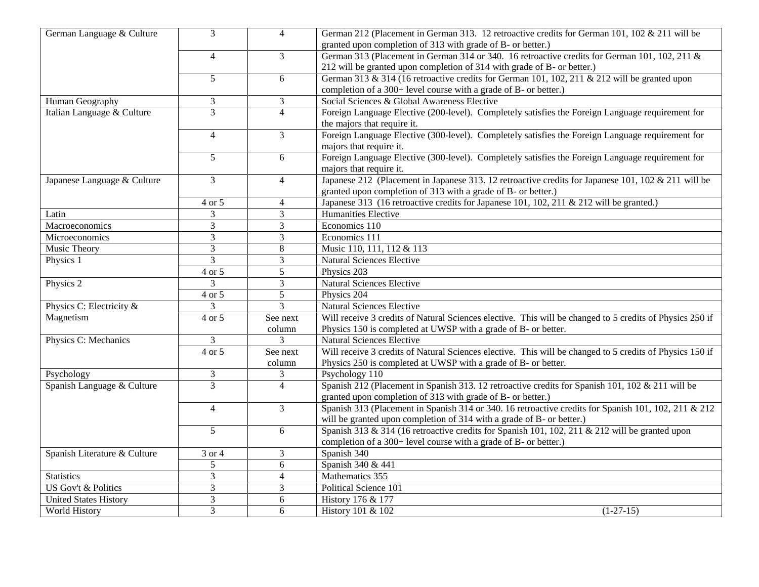| | | | |
|---|---|---|---|
| German Language & Culture | 3 | 4 | German 212 (Placement in German 313. 12 retroactive credits for German 101, 102 & 211 will be granted upon completion of 313 with grade of B- or better.) |
| | 4 | 3 | German 313 (Placement in German 314 or 340. 16 retroactive credits for German 101, 102, 211 & 212 will be granted upon completion of 314 with grade of B- or better.) |
| | 5 | 6 | German 313 & 314 (16 retroactive credits for German 101, 102, 211 & 212 will be granted upon completion of a 300+ level course with a grade of B- or better.) |
| Human Geography | 3 | 3 | Social Sciences & Global Awareness Elective |
| Italian Language & Culture | 3 | 4 | Foreign Language Elective (200-level). Completely satisfies the Foreign Language requirement for the majors that require it. |
| | 4 | 3 | Foreign Language Elective (300-level). Completely satisfies the Foreign Language requirement for majors that require it. |
| | 5 | 6 | Foreign Language Elective (300-level). Completely satisfies the Foreign Language requirement for majors that require it. |
| Japanese Language & Culture | 3 | 4 | Japanese 212 (Placement in Japanese 313. 12 retroactive credits for Japanese 101, 102 & 211 will be granted upon completion of 313 with a grade of B- or better.) |
| | 4 or 5 | 4 | Japanese 313 (16 retroactive credits for Japanese 101, 102, 211 & 212 will be granted.) |
| Latin | 3 | 3 | Humanities Elective |
| Macroeconomics | 3 | 3 | Economics 110 |
| Microeconomics | 3 | 3 | Economics 111 |
| Music Theory | 3 | 8 | Music 110, 111, 112 & 113 |
| Physics 1 | 3 | 3 | Natural Sciences Elective |
| | 4 or 5 | 5 | Physics 203 |
| Physics 2 | 3 | 3 | Natural Sciences Elective |
| | 4 or 5 | 5 | Physics 204 |
| Physics C: Electricity & Magnetism | 3 | 3 | Natural Sciences Elective |
| | 4 or 5 | See next column | Will receive 3 credits of Natural Sciences elective. This will be changed to 5 credits of Physics 250 if Physics 150 is completed at UWSP with a grade of B- or better. |
| Physics C: Mechanics | 3 | 3 | Natural Sciences Elective |
| | 4 or 5 | See next column | Will receive 3 credits of Natural Sciences elective. This will be changed to 5 credits of Physics 150 if Physics 250 is completed at UWSP with a grade of B- or better. |
| Psychology | 3 | 3 | Psychology 110 |
| Spanish Language & Culture | 3 | 4 | Spanish 212 (Placement in Spanish 313. 12 retroactive credits for Spanish 101, 102 & 211 will be granted upon completion of 313 with grade of B- or better.) |
| | 4 | 3 | Spanish 313 (Placement in Spanish 314 or 340. 16 retroactive credits for Spanish 101, 102, 211 & 212 will be granted upon completion of 314 with a grade of B- or better.) |
| | 5 | 6 | Spanish 313 & 314 (16 retroactive credits for Spanish 101, 102, 211 & 212 will be granted upon completion of a 300+ level course with a grade of B- or better.) |
| Spanish Literature & Culture | 3 or 4 | 3 | Spanish 340 |
| | 5 | 6 | Spanish 340 & 441 |
| Statistics | 3 | 4 | Mathematics 355 |
| US Gov't & Politics | 3 | 3 | Political Science 101 |
| United States History | 3 | 6 | History 176 & 177 |
| World History | 3 | 6 | History 101 & 102 (1-27-15) |